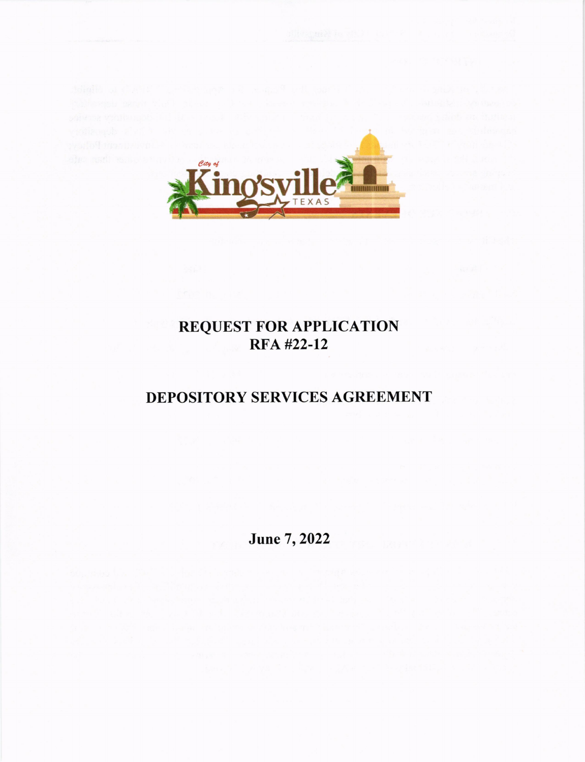# REQUEST FOR APPLICATION
# RFA #22-12

# DEPOSITORY SERVICES AGREEMENT

**June 7, 2022**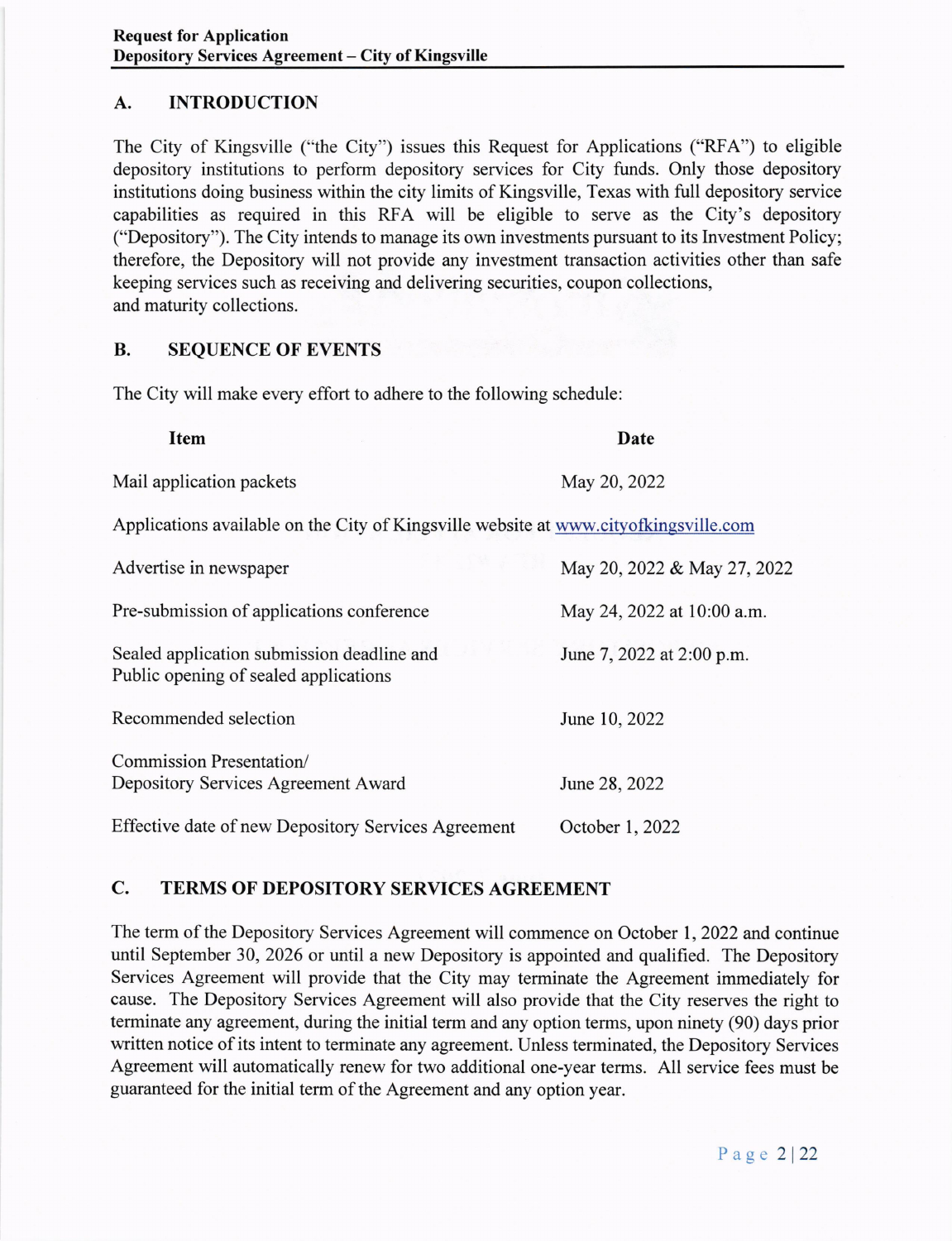## A. INTRODUCTION

The City of Kingsville ("the City") issues this Request for Applications ("RFA") to eligible depository institutions to perform depository services for City funds. Only those depository institutions doing business within the city limits of Kingsville, Texas with full depository service capabilities as required in this RFA will be eligible to serve as the City's depository ("Depository"). The City intends to manage its own investments pursuant to its Investment Policy; therefore, the Depository will not provide any investment transaction activities other than safe keeping services such as receiving and delivering securities, coupon collections, and maturity collections.

## B. SEQUENCE OF EVENTS

The City will make every effort to adhere to the following schedule:

| Item | Date |
|---|---|
| Mail application packets | May 20, 2022 |
| Applications available on the City of Kingsville website at www.cityofkingsville.com | |
| Advertise in newspaper | May 20, 2022 & May 27, 2022 |
| Pre-submission of applications conference | May 24, 2022 at 10:00 a.m. |
| Sealed application submission deadline and Public opening of sealed applications | June 7, 2022 at 2:00 p.m. |
| Recommended selection | June 10, 2022 |
| Commission Presentation/ Depository Services Agreement Award | June 28, 2022 |
| Effective date of new Depository Services Agreement | October 1, 2022 |

## C. TERMS OF DEPOSITORY SERVICES AGREEMENT

The term of the Depository Services Agreement will commence on October 1, 2022 and continue until September 30, 2026 or until a new Depository is appointed and qualified. The Depository Services Agreement will provide that the City may terminate the Agreement immediately for cause. The Depository Services Agreement will also provide that the City reserves the right to terminate any agreement, during the initial term and any option terms, upon ninety (90) days prior written notice of its intent to terminate any agreement. Unless terminated, the Depository Services Agreement will automatically renew for two additional one-year terms. All service fees must be guaranteed for the initial term of the Agreement and any option year.